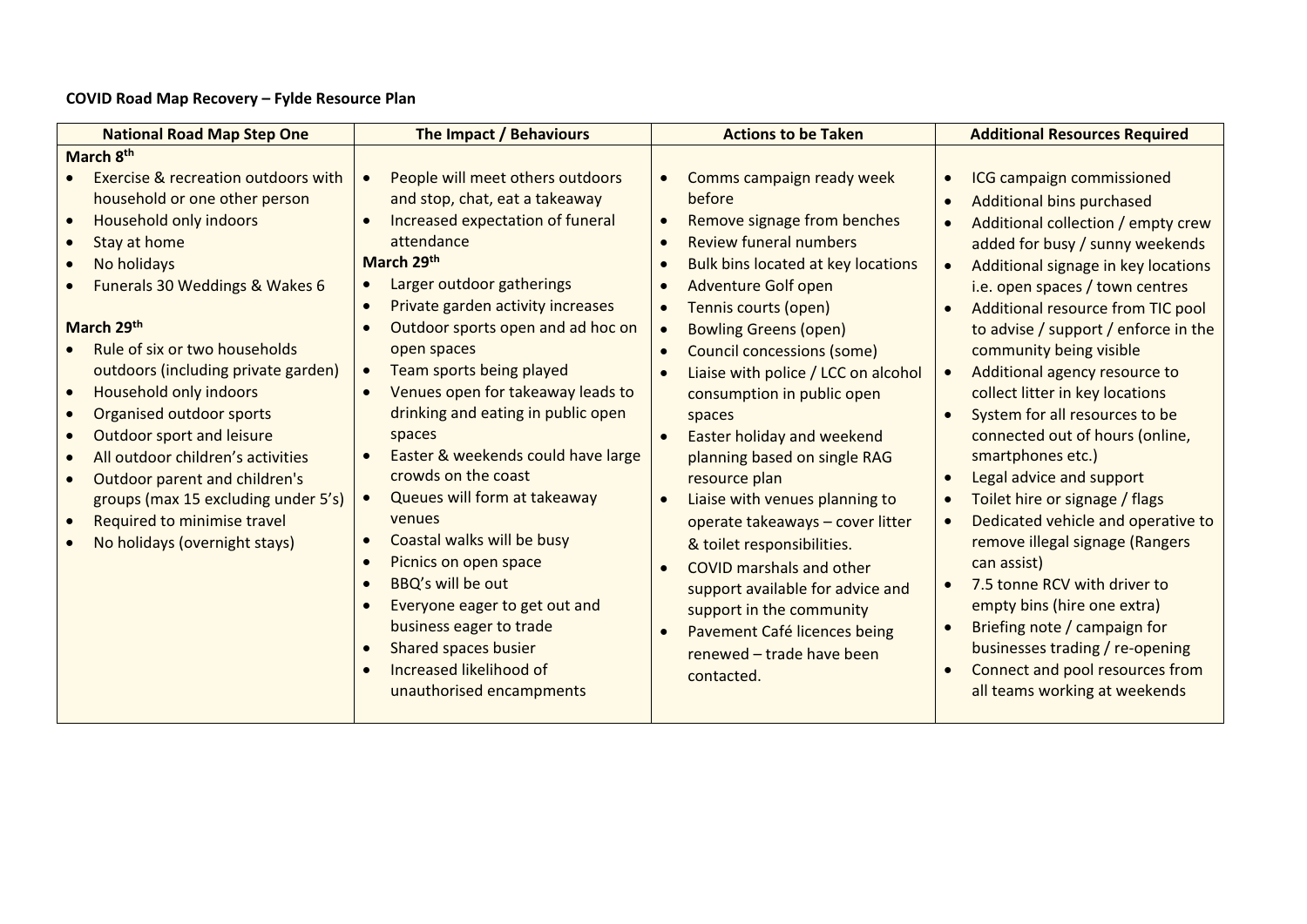**COVID Road Map Recovery – Fylde Resource Plan**

| National Road Map Step One | The Impact / Behaviours | Actions to be Taken | Additional Resources Required |
|---|---|---|---|
| **March 8th**<br>• Exercise & recreation outdoors with household or one other person<br>• Household only indoors<br>• Stay at home<br>• No holidays<br>• Funerals 30 Weddings & Wakes 6<br><br>**March 29th**<br>• Rule of six or two households outdoors (including private garden)<br>• Household only indoors<br>• Organised outdoor sports<br>• Outdoor sport and leisure<br>• All outdoor children's activities<br>• Outdoor parent and children's groups (max 15 excluding under 5's)<br>• Required to minimise travel<br>• No holidays (overnight stays) | • People will meet others outdoors and stop, chat, eat a takeaway<br>• Increased expectation of funeral attendance<br>**March 29th**<br>• Larger outdoor gatherings<br>• Private garden activity increases<br>• Outdoor sports open and ad hoc on open spaces<br>• Team sports being played<br>• Venues open for takeaway leads to drinking and eating in public open spaces<br>• Easter & weekends could have large crowds on the coast<br>• Queues will form at takeaway venues<br>• Coastal walks will be busy<br>• Picnics on open space<br>• BBQ's will be out<br>• Everyone eager to get out and business eager to trade<br>• Shared spaces busier<br>• Increased likelihood of unauthorised encampments | • Comms campaign ready week before<br>• Remove signage from benches<br>• Review funeral numbers<br>• Bulk bins located at key locations<br>• Adventure Golf open<br>• Tennis courts (open)<br>• Bowling Greens (open)<br>• Council concessions (some)<br>• Liaise with police / LCC on alcohol consumption in public open spaces<br>• Easter holiday and weekend planning based on single RAG resource plan<br>• Liaise with venues planning to operate takeaways – cover litter & toilet responsibilities.<br>• COVID marshals and other support available for advice and support in the community<br>• Pavement Café licences being renewed – trade have been contacted. | • ICG campaign commissioned<br>• Additional bins purchased<br>• Additional collection / empty crew added for busy / sunny weekends<br>• Additional signage in key locations i.e. open spaces / town centres<br>• Additional resource from TIC pool to advise / support / enforce in the community being visible<br>• Additional agency resource to collect litter in key locations<br>• System for all resources to be connected out of hours (online, smartphones etc.)<br>• Legal advice and support<br>• Toilet hire or signage / flags<br>• Dedicated vehicle and operative to remove illegal signage (Rangers can assist)<br>• 7.5 tonne RCV with driver to empty bins (hire one extra)<br>• Briefing note / campaign for businesses trading / re-opening<br>• Connect and pool resources from all teams working at weekends |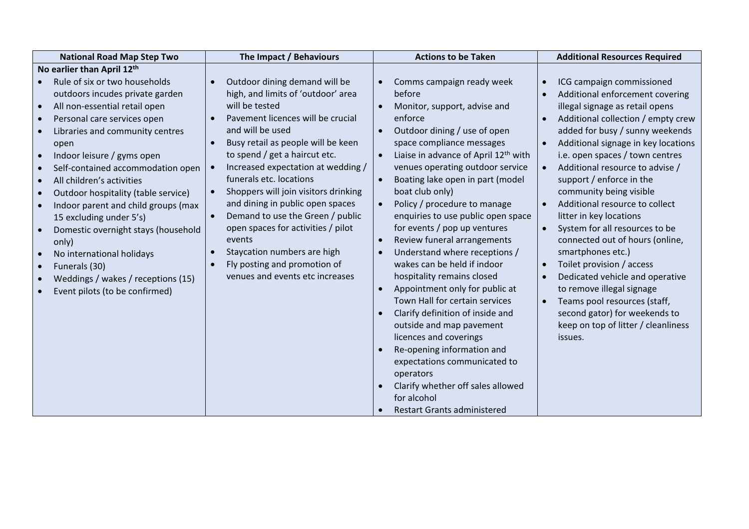| National Road Map Step Two | The Impact / Behaviours | Actions to be Taken | Additional Resources Required |
|---|---|---|---|
| **No earlier than April 12th**<br>• Rule of six or two households outdoors incudes private garden<br>• All non-essential retail open<br>• Personal care services open<br>• Libraries and community centres open<br>• Indoor leisure / gyms open<br>• Self-contained accommodation open<br>• All children's activities<br>• Outdoor hospitality (table service)<br>• Indoor parent and child groups (max 15 excluding under 5's)<br>• Domestic overnight stays (household only)<br>• No international holidays<br>• Funerals (30)<br>• Weddings / wakes / receptions (15)<br>• Event pilots (to be confirmed) | • Outdoor dining demand will be high, and limits of 'outdoor' area will be tested<br>• Pavement licences will be crucial and will be used<br>• Busy retail as people will be keen to spend / get a haircut etc.<br>• Increased expectation at wedding / funerals etc. locations<br>• Shoppers will join visitors drinking and dining in public open spaces<br>• Demand to use the Green / public open spaces for activities / pilot events<br>• Staycation numbers are high<br>• Fly posting and promotion of venues and events etc increases | • Comms campaign ready week before<br>• Monitor, support, advise and enforce<br>• Outdoor dining / use of open space compliance messages<br>• Liaise in advance of April 12th with venues operating outdoor service<br>• Boating lake open in part (model boat club only)<br>• Policy / procedure to manage enquiries to use public open space for events / pop up ventures<br>• Review funeral arrangements<br>• Understand where receptions / wakes can be held if indoor hospitality remains closed<br>• Appointment only for public at Town Hall for certain services<br>• Clarify definition of inside and outside and map pavement licences and coverings<br>• Re-opening information and expectations communicated to operators<br>• Clarify whether off sales allowed for alcohol<br>• Restart Grants administered | • ICG campaign commissioned<br>• Additional enforcement covering illegal signage as retail opens<br>• Additional collection / empty crew added for busy / sunny weekends<br>• Additional signage in key locations i.e. open spaces / town centres<br>• Additional resource to advise / support / enforce in the community being visible<br>• Additional resource to collect litter in key locations<br>• System for all resources to be connected out of hours (online, smartphones etc.)<br>• Toilet provision / access<br>• Dedicated vehicle and operative to remove illegal signage<br>• Teams pool resources (staff, second gator) for weekends to keep on top of litter / cleanliness issues. |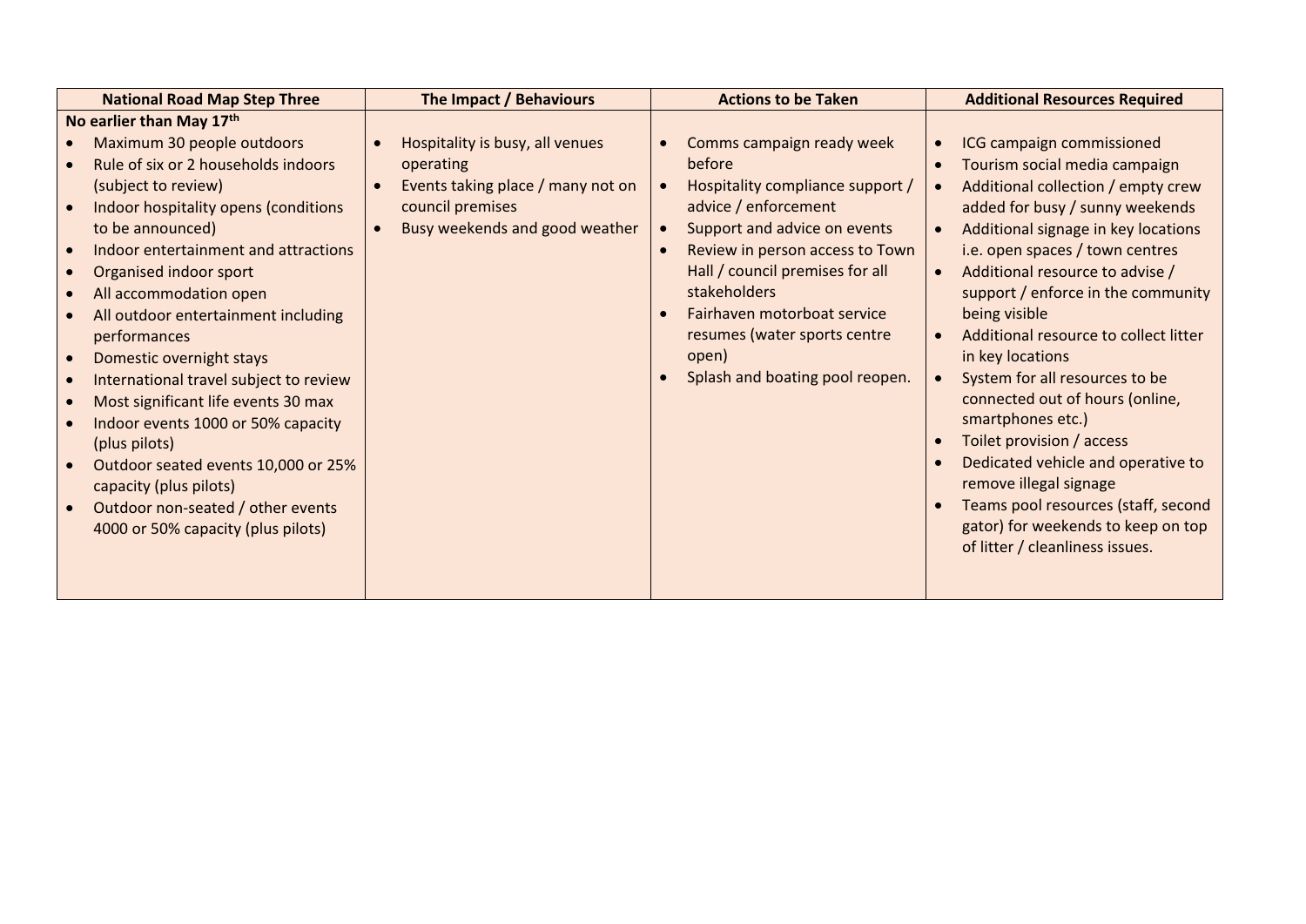| National Road Map Step Three | The Impact / Behaviours | Actions to be Taken | Additional Resources Required |
|---|---|---|---|
| **No earlier than May 17th**<br>• Maximum 30 people outdoors<br>• Rule of six or 2 households indoors (subject to review)<br>• Indoor hospitality opens (conditions to be announced)<br>• Indoor entertainment and attractions<br>• Organised indoor sport<br>• All accommodation open<br>• All outdoor entertainment including performances<br>• Domestic overnight stays<br>• International travel subject to review<br>• Most significant life events 30 max<br>• Indoor events 1000 or 50% capacity (plus pilots)<br>• Outdoor seated events 10,000 or 25% capacity (plus pilots)<br>• Outdoor non-seated / other events 4000 or 50% capacity (plus pilots) | • Hospitality is busy, all venues operating<br>• Events taking place / many not on council premises<br>• Busy weekends and good weather | • Comms campaign ready week before<br>• Hospitality compliance support / advice / enforcement<br>• Support and advice on events<br>• Review in person access to Town Hall / council premises for all stakeholders<br>• Fairhaven motorboat service resumes (water sports centre open)<br>• Splash and boating pool reopen. | • ICG campaign commissioned<br>• Tourism social media campaign<br>• Additional collection / empty crew added for busy / sunny weekends<br>• Additional signage in key locations i.e. open spaces / town centres<br>• Additional resource to advise / support / enforce in the community being visible<br>• Additional resource to collect litter in key locations<br>• System for all resources to be connected out of hours (online, smartphones etc.)<br>• Toilet provision / access<br>• Dedicated vehicle and operative to remove illegal signage<br>• Teams pool resources (staff, second gator) for weekends to keep on top of litter / cleanliness issues. |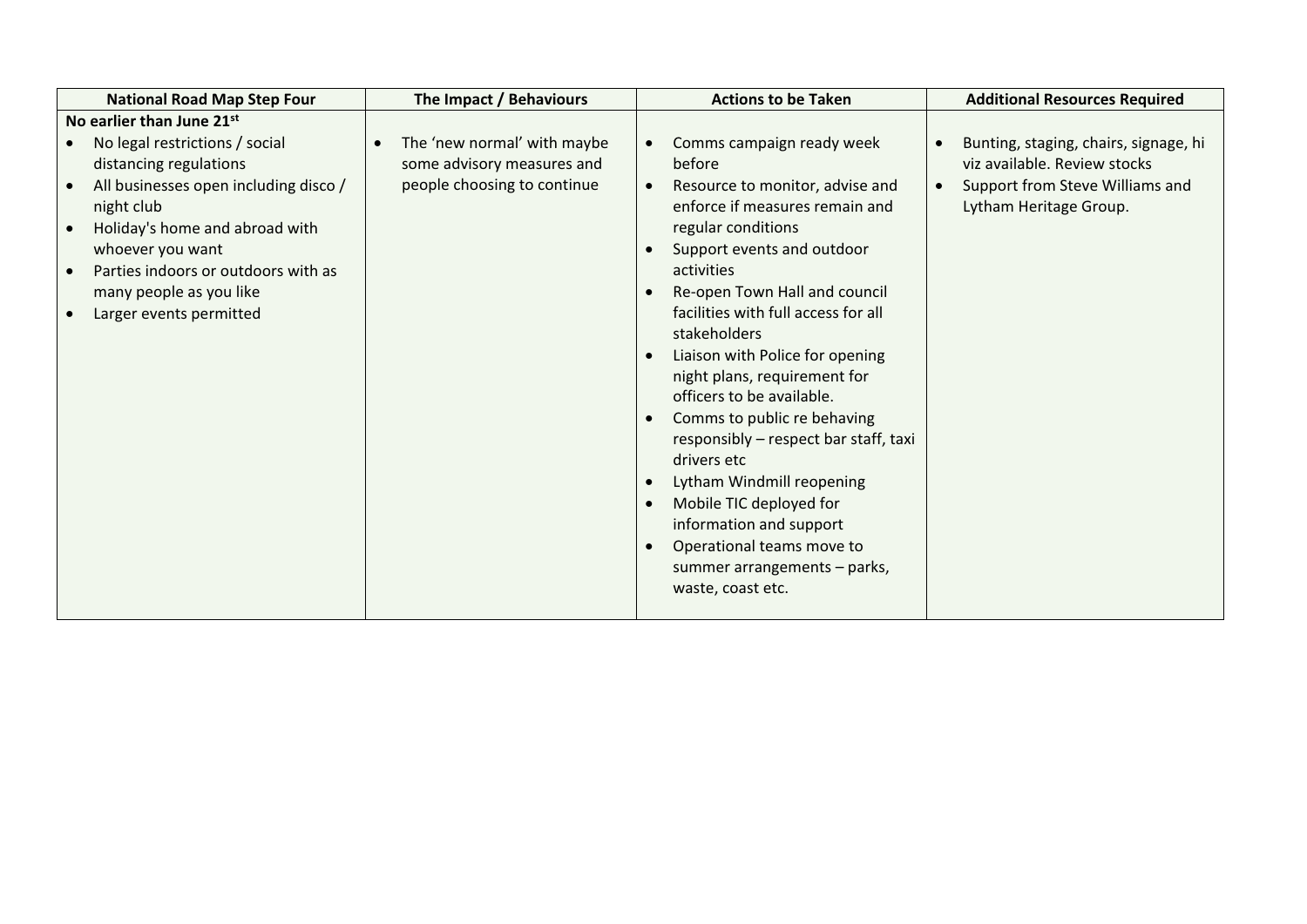| National Road Map Step Four | The Impact / Behaviours | Actions to be Taken | Additional Resources Required |
|---|---|---|---|
| **No earlier than June 21st**<br>• No legal restrictions / social distancing regulations<br>• All businesses open including disco / night club<br>• Holiday's home and abroad with whoever you want<br>• Parties indoors or outdoors with as many people as you like<br>• Larger events permitted | • The 'new normal' with maybe some advisory measures and people choosing to continue | • Comms campaign ready week before<br>• Resource to monitor, advise and enforce if measures remain and regular conditions<br>• Support events and outdoor activities<br>• Re-open Town Hall and council facilities with full access for all stakeholders<br>• Liaison with Police for opening night plans, requirement for officers to be available.<br>• Comms to public re behaving responsibly – respect bar staff, taxi drivers etc<br>• Lytham Windmill reopening<br>• Mobile TIC deployed for information and support<br>• Operational teams move to summer arrangements – parks, waste, coast etc. | • Bunting, staging, chairs, signage, hi viz available. Review stocks<br>• Support from Steve Williams and Lytham Heritage Group. |